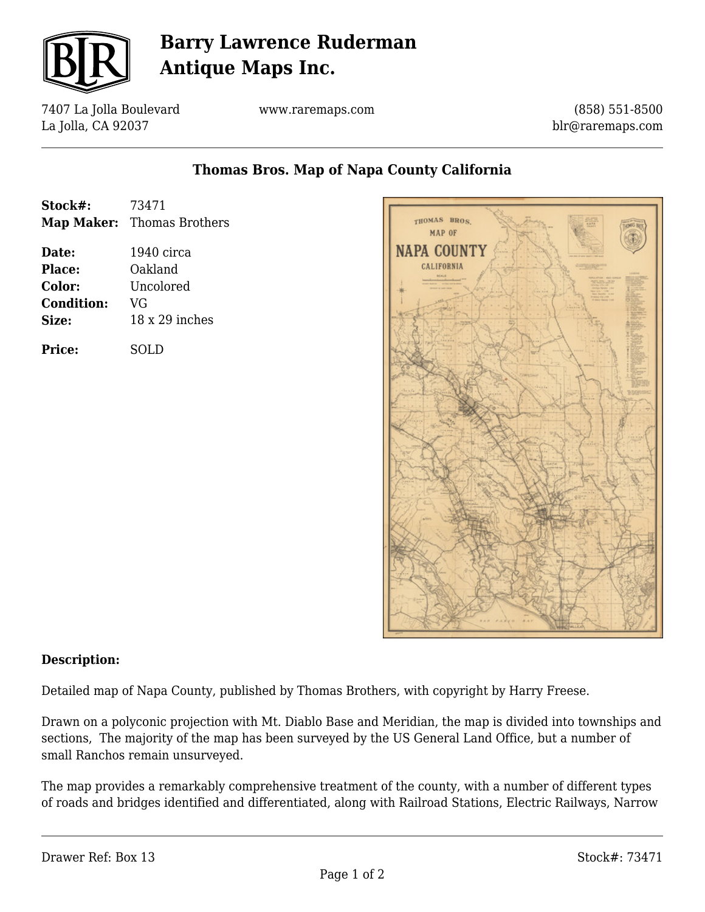# Barry Lawrence Ruderman Antique Maps Inc.

7407 La Jolla Boulevard
La Jolla, CA 92037

www.raremaps.com

(858) 551-8500
blr@raremaps.com

## Thomas Bros. Map of Napa County California

**Stock#:** 73471
**Map Maker:** Thomas Brothers

**Date:** 1940 circa
**Place:** Oakland
**Color:** Uncolored
**Condition:** VG
**Size:** 18 x 29 inches

**Price:** SOLD

**Description:**

Detailed map of Napa County, published by Thomas Brothers, with copyright by Harry Freese.

Drawn on a polyconic projection with Mt. Diablo Base and Meridian, the map is divided into townships and sections, The majority of the map has been surveyed by the US General Land Office, but a number of small Ranchos remain unsurveyed.

The map provides a remarkably comprehensive treatment of the county, with a number of different types of roads and bridges identified and differentiated, along with Railroad Stations, Electric Railways, Narrow

Drawer Ref: Box 13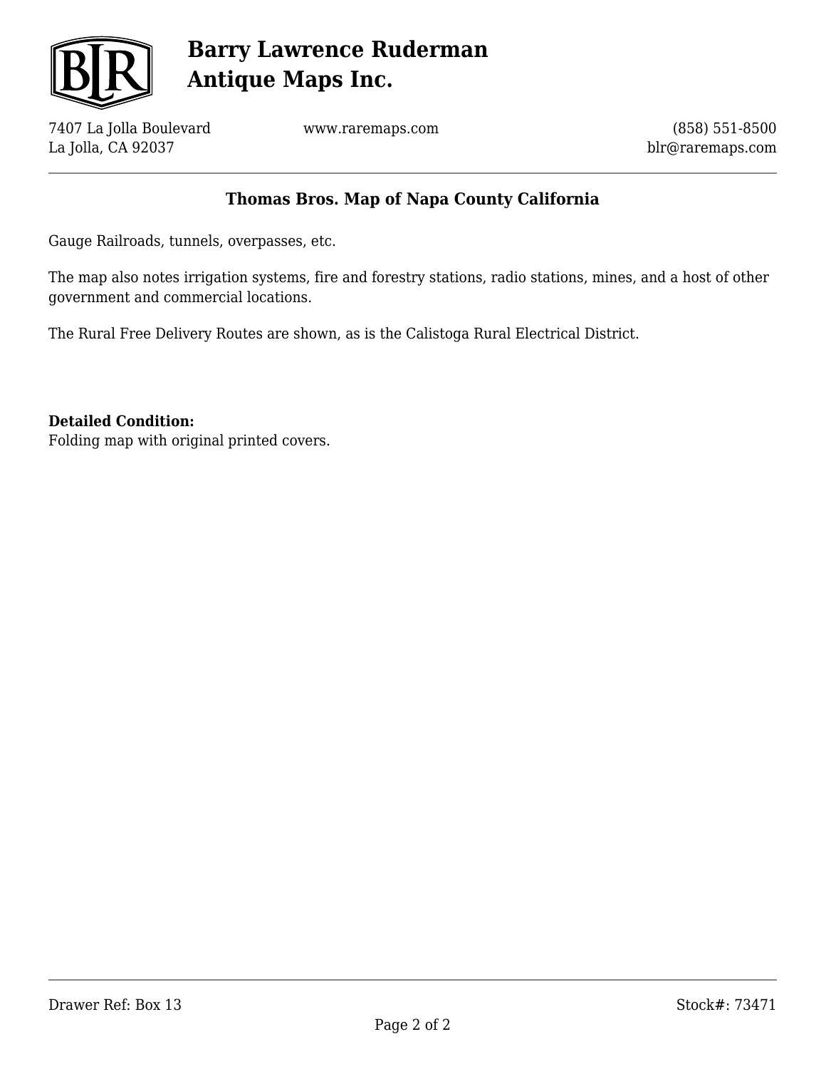Gauge Railroads, tunnels, overpasses, etc.

The map also notes irrigation systems, fire and forestry stations, radio stations, mines, and a host of other government and commercial locations.

The Rural Free Delivery Routes are shown, as is the Calistoga Rural Electrical District.

**Detailed Condition:**
Folding map with original printed covers.